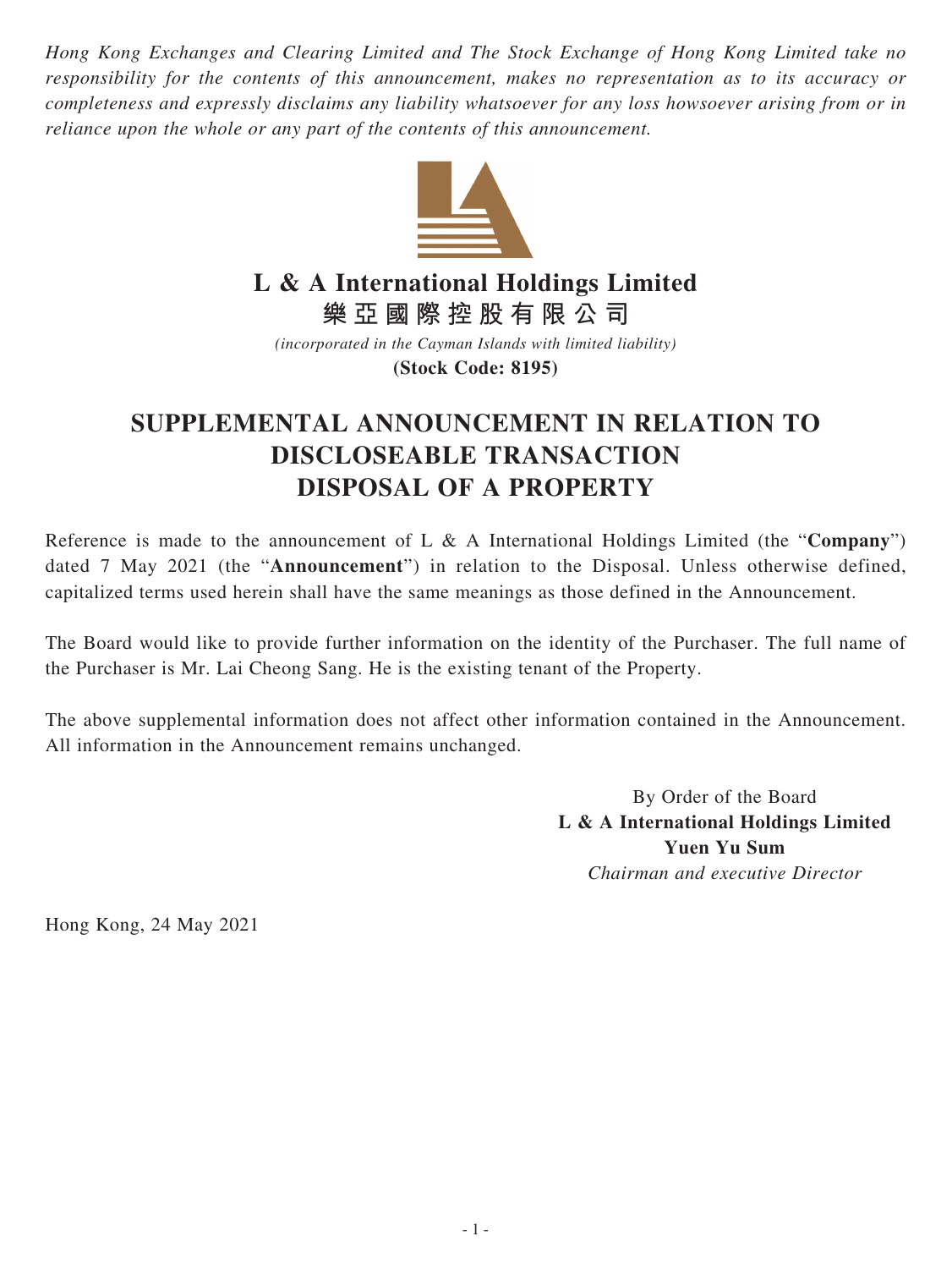*Hong Kong Exchanges and Clearing Limited and The Stock Exchange of Hong Kong Limited take no responsibility for the contents of this announcement, makes no representation as to its accuracy or completeness and expressly disclaims any liability whatsoever for any loss howsoever arising from or in reliance upon the whole or any part of the contents of this announcement.*

# L & A International Holdings Limited
# 樂亞國際控股有限公司

*(incorporated in the Cayman Islands with limited liability)*

**(Stock Code: 8195)**

# SUPPLEMENTAL ANNOUNCEMENT IN RELATION TO DISCLOSEABLE TRANSACTION DISPOSAL OF A PROPERTY

Reference is made to the announcement of L & A International Holdings Limited (the "**Company**") dated 7 May 2021 (the "**Announcement**") in relation to the Disposal. Unless otherwise defined, capitalized terms used herein shall have the same meanings as those defined in the Announcement.

The Board would like to provide further information on the identity of the Purchaser. The full name of the Purchaser is Mr. Lai Cheong Sang. He is the existing tenant of the Property.

The above supplemental information does not affect other information contained in the Announcement. All information in the Announcement remains unchanged.

By Order of the Board
**L & A International Holdings Limited**
**Yuen Yu Sum**
*Chairman and executive Director*

Hong Kong, 24 May 2021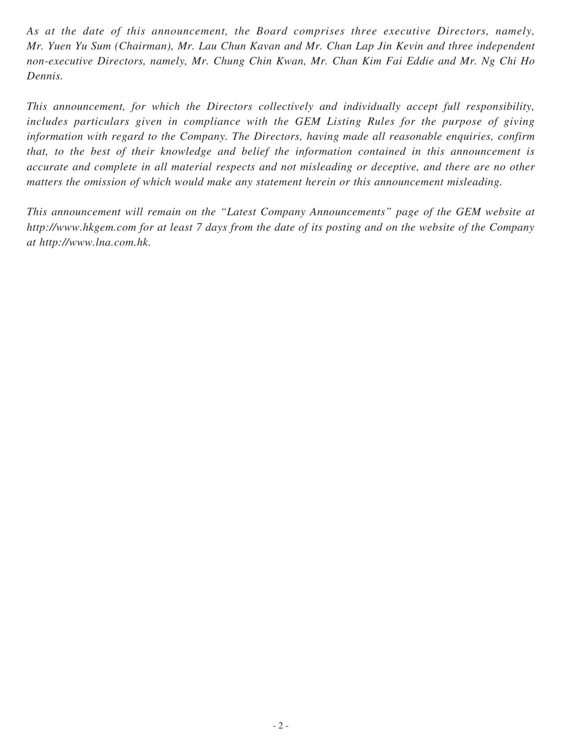*As at the date of this announcement, the Board comprises three executive Directors, namely, Mr. Yuen Yu Sum (Chairman), Mr. Lau Chun Kavan and Mr. Chan Lap Jin Kevin and three independent non-executive Directors, namely, Mr. Chung Chin Kwan, Mr. Chan Kim Fai Eddie and Mr. Ng Chi Ho Dennis.*

*This announcement, for which the Directors collectively and individually accept full responsibility, includes particulars given in compliance with the GEM Listing Rules for the purpose of giving information with regard to the Company. The Directors, having made all reasonable enquiries, confirm that, to the best of their knowledge and belief the information contained in this announcement is accurate and complete in all material respects and not misleading or deceptive, and there are no other matters the omission of which would make any statement herein or this announcement misleading.*

*This announcement will remain on the "Latest Company Announcements" page of the GEM website at http://www.hkgem.com for at least 7 days from the date of its posting and on the website of the Company at http://www.lna.com.hk.*